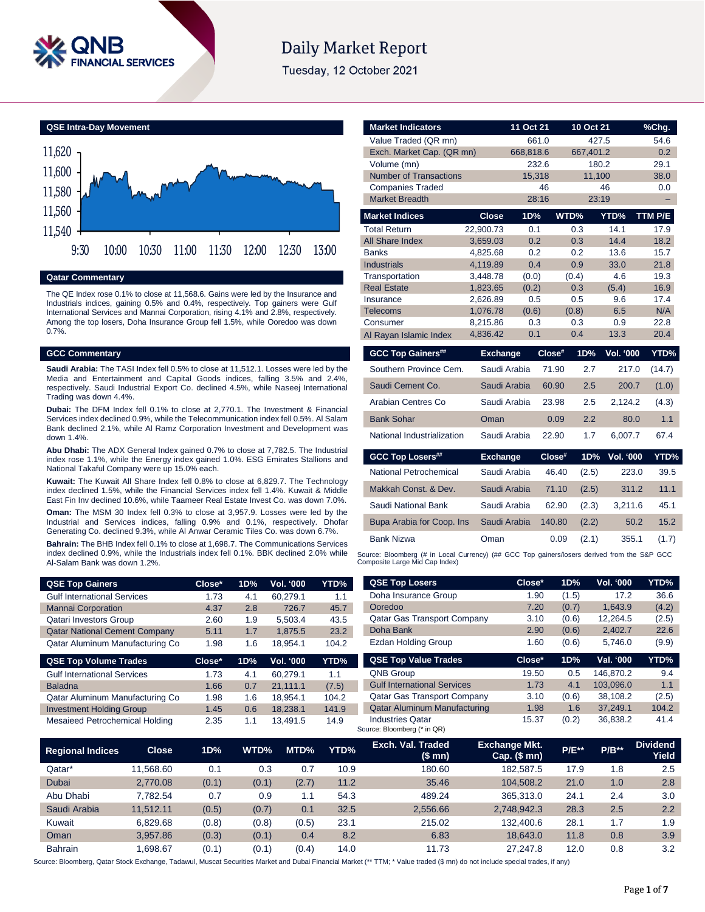# Daily Market Report

Tuesday, 12 October 2021

## QSE Intra-Day Movement

## Qatar Commentary

The QE Index rose 0.1% to close at 11,568.6. Gains were led by the Insurance and Industrials indices, gaining 0.5% and 0.4%, respectively. Top gainers were Gulf International Services and Mannai Corporation, rising 4.1% and 2.8%, respectively. Among the top losers, Doha Insurance Group fell 1.5%, while Ooredoo was down 0.7%.

## GCC Commentary

**Saudi Arabia:** The TASI Index fell 0.5% to close at 11,512.1. Losses were led by the Media and Entertainment and Capital Goods indices, falling 3.5% and 2.4%, respectively. Saudi Industrial Export Co. declined 4.5%, while Naseej International Trading was down 4.4%.

**Dubai:** The DFM Index fell 0.1% to close at 2,770.1. The Investment & Financial Services index declined 0.9%, while the Telecommunication index fell 0.5%. Al Salam Bank declined 2.1%, while Al Ramz Corporation Investment and Development was down 1.4%.

**Abu Dhabi:** The ADX General Index gained 0.7% to close at 7,782.5. The Industrial index rose 1.1%, while the Energy index gained 1.0%. ESG Emirates Stallions and National Takaful Company were up 15.0% each.

**Kuwait:** The Kuwait All Share Index fell 0.8% to close at 6,829.7. The Technology index declined 1.5%, while the Financial Services index fell 1.4%. Kuwait & Middle East Fin Inv declined 10.6%, while Taameer Real Estate Invest Co. was down 7.0%.

**Oman:** The MSM 30 Index fell 0.3% to close at 3,957.9. Losses were led by the Industrial and Services indices, falling 0.9% and 0.1%, respectively. Dhofar Generating Co. declined 9.3%, while Al Anwar Ceramic Tiles Co. was down 6.7%.

**Bahrain:** The BHB Index fell 0.1% to close at 1,698.7. The Communications Services index declined 0.9%, while the Industrials index fell 0.1%. BBK declined 2.0% while Al-Salam Bank was down 1.2%.

| Market Indicators | 11 Oct 21 | 10 Oct 21 | %Chg. |
|---|---|---|---|
| Value Traded (QR mn) | 661.0 | 427.5 | 54.6 |
| Exch. Market Cap. (QR mn) | 668,818.6 | 667,401.2 | 0.2 |
| Volume (mn) | 232.6 | 180.2 | 29.1 |
| Number of Transactions | 15,318 | 11,100 | 38.0 |
| Companies Traded | 46 | 46 | 0.0 |
| Market Breadth | 28:16 | 23:19 | – |

| Market Indices | Close | 1D% | WTD% | YTD% | TTM P/E |
|---|---|---|---|---|---|
| Total Return | 22,900.73 | 0.1 | 0.3 | 14.1 | 17.9 |
| All Share Index | 3,659.03 | 0.2 | 0.3 | 14.4 | 18.2 |
| Banks | 4,825.68 | 0.2 | 0.2 | 13.6 | 15.7 |
| Industrials | 4,119.89 | 0.4 | 0.9 | 33.0 | 21.8 |
| Transportation | 3,448.78 | (0.0) | (0.4) | 4.6 | 19.3 |
| Real Estate | 1,823.65 | (0.2) | 0.3 | (5.4) | 16.9 |
| Insurance | 2,626.89 | 0.5 | 0.5 | 9.6 | 17.4 |
| Telecoms | 1,076.78 | (0.6) | (0.8) | 6.5 | N/A |
| Consumer | 8,215.86 | 0.3 | 0.3 | 0.9 | 22.8 |
| Al Rayan Islamic Index | 4,836.42 | 0.1 | 0.4 | 13.3 | 20.4 |

| GCC Top Gainers## | Exchange | Close# | 1D% | Vol. '000 | YTD% |
|---|---|---|---|---|---|
| Southern Province Cem. | Saudi Arabia | 71.90 | 2.7 | 217.0 | (14.7) |
| Saudi Cement Co. | Saudi Arabia | 60.90 | 2.5 | 200.7 | (1.0) |
| Arabian Centres Co | Saudi Arabia | 23.98 | 2.5 | 2,124.2 | (4.3) |
| Bank Sohar | Oman | 0.09 | 2.2 | 80.0 | 1.1 |
| National Industrialization | Saudi Arabia | 22.90 | 1.7 | 6,007.7 | 67.4 |

| GCC Top Losers## | Exchange | Close# | 1D% | Vol. '000 | YTD% |
|---|---|---|---|---|---|
| National Petrochemical | Saudi Arabia | 46.40 | (2.5) | 223.0 | 39.5 |
| Makkah Const. & Dev. | Saudi Arabia | 71.10 | (2.5) | 311.2 | 11.1 |
| Saudi National Bank | Saudi Arabia | 62.90 | (2.3) | 3,211.6 | 45.1 |
| Bupa Arabia for Coop. Ins | Saudi Arabia | 140.80 | (2.2) | 50.2 | 15.2 |
| Bank Nizwa | Oman | 0.09 | (2.1) | 355.1 | (1.7) |

Source: Bloomberg (# in Local Currency) (## GCC Top gainers/losers derived from the S&P GCC Composite Large Mid Cap Index)

| QSE Top Gainers | Close* | 1D% | Vol. '000 | YTD% |
|---|---|---|---|---|
| Gulf International Services | 1.73 | 4.1 | 60,279.1 | 1.1 |
| Mannai Corporation | 4.37 | 2.8 | 726.7 | 45.7 |
| Qatari Investors Group | 2.60 | 1.9 | 5,503.4 | 43.5 |
| Qatar National Cement Company | 5.11 | 1.7 | 1,875.5 | 23.2 |
| Qatar Aluminum Manufacturing Co | 1.98 | 1.6 | 18,954.1 | 104.2 |

| QSE Top Volume Trades | Close* | 1D% | Vol. '000 | YTD% |
|---|---|---|---|---|
| Gulf International Services | 1.73 | 4.1 | 60,279.1 | 1.1 |
| Baladna | 1.66 | 0.7 | 21,111.1 | (7.5) |
| Qatar Aluminum Manufacturing Co | 1.98 | 1.6 | 18,954.1 | 104.2 |
| Investment Holding Group | 1.45 | 0.6 | 18,238.1 | 141.9 |
| Mesaieed Petrochemical Holding | 2.35 | 1.1 | 13,491.5 | 14.9 |

| QSE Top Losers | Close* | 1D% | Vol. '000 | YTD% |
|---|---|---|---|---|
| Doha Insurance Group | 1.90 | (1.5) | 17.2 | 36.6 |
| Ooredoo | 7.20 | (0.7) | 1,643.9 | (4.2) |
| Qatar Gas Transport Company | 3.10 | (0.6) | 12,264.5 | (2.5) |
| Doha Bank | 2.90 | (0.6) | 2,402.7 | 22.6 |
| Ezdan Holding Group | 1.60 | (0.6) | 5,746.0 | (9.9) |

| QSE Top Value Trades | Close* | 1D% | Val. '000 | YTD% |
|---|---|---|---|---|
| QNB Group | 19.50 | 0.5 | 146,870.2 | 9.4 |
| Gulf International Services | 1.73 | 4.1 | 103,096.0 | 1.1 |
| Qatar Gas Transport Company | 3.10 | (0.6) | 38,108.2 | (2.5) |
| Qatar Aluminum Manufacturing | 1.98 | 1.6 | 37,249.1 | 104.2 |
| Industries Qatar | 15.37 | (0.2) | 36,838.2 | 41.4 |

Source: Bloomberg (* in QR)

| Regional Indices | Close | 1D% | WTD% | MTD% | YTD% | Exch. Val. Traded ($ mn) | Exchange Mkt. Cap. ($ mn) | P/E** | P/B** | Dividend Yield |
|---|---|---|---|---|---|---|---|---|---|---|
| Qatar* | 11,568.60 | 0.1 | 0.3 | 0.7 | 10.9 | 180.60 | 182,587.5 | 17.9 | 1.8 | 2.5 |
| Dubai | 2,770.08 | (0.1) | (0.1) | (2.7) | 11.2 | 35.46 | 104,508.2 | 21.0 | 1.0 | 2.8 |
| Abu Dhabi | 7,782.54 | 0.7 | 0.9 | 1.1 | 54.3 | 489.24 | 365,313.0 | 24.1 | 2.4 | 3.0 |
| Saudi Arabia | 11,512.11 | (0.5) | (0.7) | 0.1 | 32.5 | 2,556.66 | 2,748,942.3 | 28.3 | 2.5 | 2.2 |
| Kuwait | 6,829.68 | (0.8) | (0.8) | (0.5) | 23.1 | 215.02 | 132,400.6 | 28.1 | 1.7 | 1.9 |
| Oman | 3,957.86 | (0.3) | (0.1) | 0.4 | 8.2 | 6.83 | 18,643.0 | 11.8 | 0.8 | 3.9 |
| Bahrain | 1,698.67 | (0.1) | (0.1) | (0.4) | 14.0 | 11.73 | 27,247.8 | 12.0 | 0.8 | 3.2 |

Source: Bloomberg, Qatar Stock Exchange, Tadawul, Muscat Securities Market and Dubai Financial Market (** TTM; * Value traded ($ mn) do not include special trades, if any)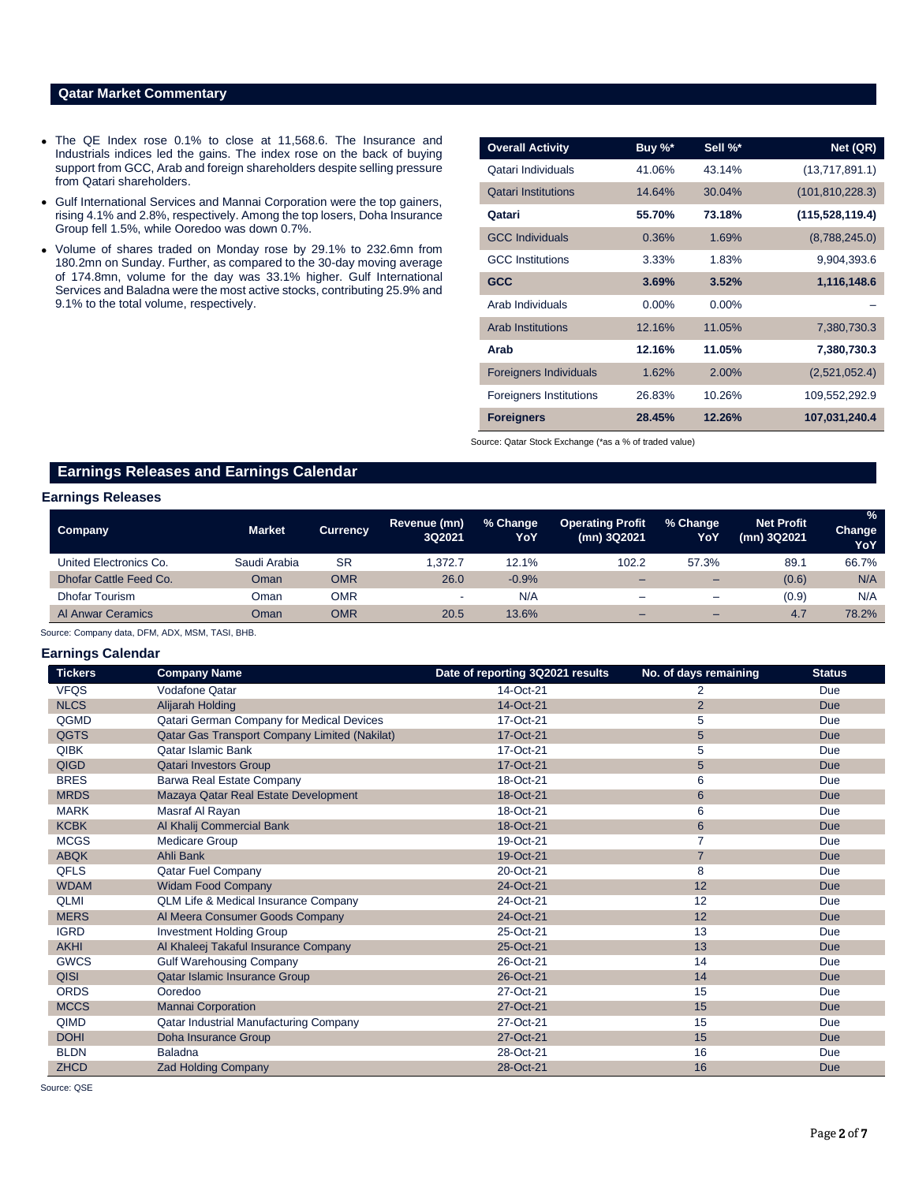## Qatar Market Commentary

- The QE Index rose 0.1% to close at 11,568.6. The Insurance and Industrials indices led the gains. The index rose on the back of buying support from GCC, Arab and foreign shareholders despite selling pressure from Qatari shareholders.
- Gulf International Services and Mannai Corporation were the top gainers, rising 4.1% and 2.8%, respectively. Among the top losers, Doha Insurance Group fell 1.5%, while Ooredoo was down 0.7%.
- Volume of shares traded on Monday rose by 29.1% to 232.6mn from 180.2mn on Sunday. Further, as compared to the 30-day moving average of 174.8mn, volume for the day was 33.1% higher. Gulf International Services and Baladna were the most active stocks, contributing 25.9% and 9.1% to the total volume, respectively.

| Overall Activity | Buy %* | Sell %* | Net (QR) |
|---|---|---|---|
| Qatari Individuals | 41.06% | 43.14% | (13,717,891.1) |
| Qatari Institutions | 14.64% | 30.04% | (101,810,228.3) |
| **Qatari** | **55.70%** | **73.18%** | **(115,528,119.4)** |
| GCC Individuals | 0.36% | 1.69% | (8,788,245.0) |
| GCC Institutions | 3.33% | 1.83% | 9,904,393.6 |
| **GCC** | **3.69%** | **3.52%** | **1,116,148.6** |
| Arab Individuals | 0.00% | 0.00% | – |
| Arab Institutions | 12.16% | 11.05% | 7,380,730.3 |
| **Arab** | **12.16%** | **11.05%** | **7,380,730.3** |
| Foreigners Individuals | 1.62% | 2.00% | (2,521,052.4) |
| Foreigners Institutions | 26.83% | 10.26% | 109,552,292.9 |
| **Foreigners** | **28.45%** | **12.26%** | **107,031,240.4** |

Source: Qatar Stock Exchange (*as a % of traded value)

## Earnings Releases and Earnings Calendar

### Earnings Releases

| Company | Market | Currency | Revenue (mn) 3Q2021 | % Change YoY | Operating Profit (mn) 3Q2021 | % Change YoY | Net Profit (mn) 3Q2021 | % Change YoY |
|---|---|---|---|---|---|---|---|---|
| United Electronics Co. | Saudi Arabia | SR | 1,372.7 | 12.1% | 102.2 | 57.3% | 89.1 | 66.7% |
| Dhofar Cattle Feed Co. | Oman | OMR | 26.0 | -0.9% | – | – | (0.6) | N/A |
| Dhofar Tourism | Oman | OMR | - | N/A | – | – | (0.9) | N/A |
| Al Anwar Ceramics | Oman | OMR | 20.5 | 13.6% | – | – | 4.7 | 78.2% |

Source: Company data, DFM, ADX, MSM, TASI, BHB.

### Earnings Calendar

| Tickers | Company Name | Date of reporting 3Q2021 results | No. of days remaining | Status |
|---|---|---|---|---|
| VFQS | Vodafone Qatar | 14-Oct-21 | 2 | Due |
| NLCS | Alijarah Holding | 14-Oct-21 | 2 | Due |
| QGMD | Qatari German Company for Medical Devices | 17-Oct-21 | 5 | Due |
| QGTS | Qatar Gas Transport Company Limited (Nakilat) | 17-Oct-21 | 5 | Due |
| QIBK | Qatar Islamic Bank | 17-Oct-21 | 5 | Due |
| QIGD | Qatari Investors Group | 17-Oct-21 | 5 | Due |
| BRES | Barwa Real Estate Company | 18-Oct-21 | 6 | Due |
| MRDS | Mazaya Qatar Real Estate Development | 18-Oct-21 | 6 | Due |
| MARK | Masraf Al Rayan | 18-Oct-21 | 6 | Due |
| KCBK | Al Khalij Commercial Bank | 18-Oct-21 | 6 | Due |
| MCGS | Medicare Group | 19-Oct-21 | 7 | Due |
| ABQK | Ahli Bank | 19-Oct-21 | 7 | Due |
| QFLS | Qatar Fuel Company | 20-Oct-21 | 8 | Due |
| WDAM | Widam Food Company | 24-Oct-21 | 12 | Due |
| QLMI | QLM Life & Medical Insurance Company | 24-Oct-21 | 12 | Due |
| MERS | Al Meera Consumer Goods Company | 24-Oct-21 | 12 | Due |
| IGRD | Investment Holding Group | 25-Oct-21 | 13 | Due |
| AKHI | Al Khaleej Takaful Insurance Company | 25-Oct-21 | 13 | Due |
| GWCS | Gulf Warehousing Company | 26-Oct-21 | 14 | Due |
| QISI | Qatar Islamic Insurance Group | 26-Oct-21 | 14 | Due |
| ORDS | Ooredoo | 27-Oct-21 | 15 | Due |
| MCCS | Mannai Corporation | 27-Oct-21 | 15 | Due |
| QIMD | Qatar Industrial Manufacturing Company | 27-Oct-21 | 15 | Due |
| DOHI | Doha Insurance Group | 27-Oct-21 | 15 | Due |
| BLDN | Baladna | 28-Oct-21 | 16 | Due |
| ZHCD | Zad Holding Company | 28-Oct-21 | 16 | Due |

Source: QSE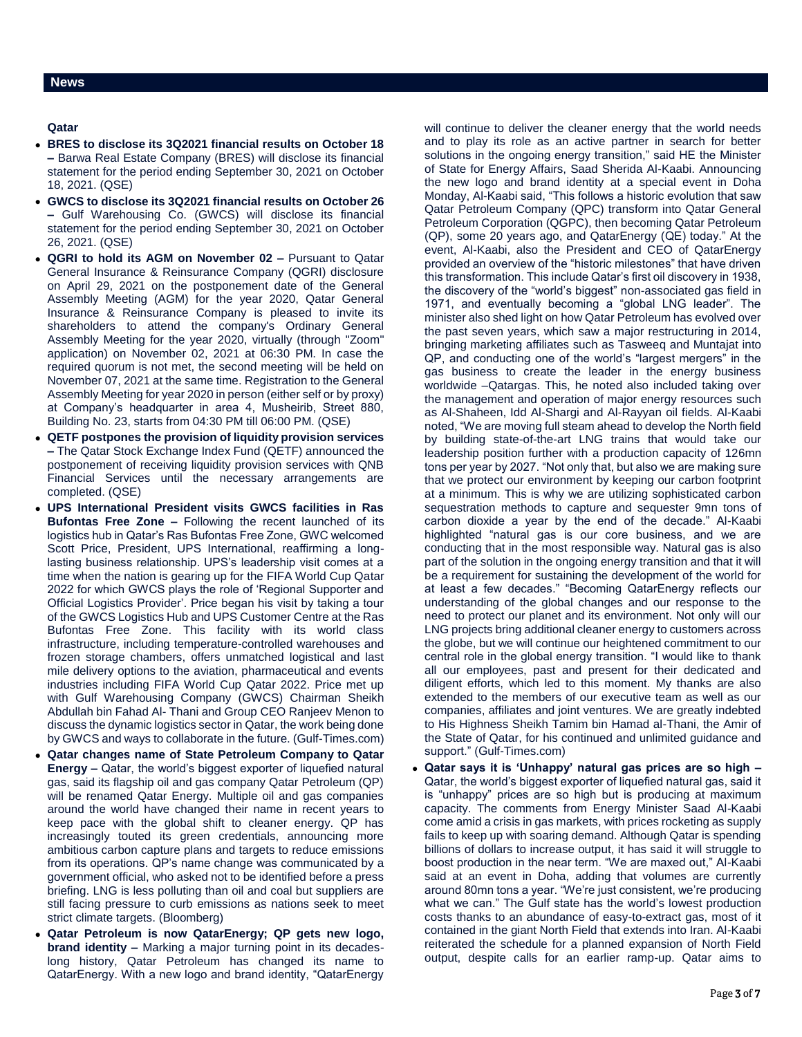## News

### Qatar

- **BRES to disclose its 3Q2021 financial results on October 18 –** Barwa Real Estate Company (BRES) will disclose its financial statement for the period ending September 30, 2021 on October 18, 2021. (QSE)
- **GWCS to disclose its 3Q2021 financial results on October 26 –** Gulf Warehousing Co. (GWCS) will disclose its financial statement for the period ending September 30, 2021 on October 26, 2021. (QSE)
- **QGRI to hold its AGM on November 02 –** Pursuant to Qatar General Insurance & Reinsurance Company (QGRI) disclosure on April 29, 2021 on the postponement date of the General Assembly Meeting (AGM) for the year 2020, Qatar General Insurance & Reinsurance Company is pleased to invite its shareholders to attend the company's Ordinary General Assembly Meeting for the year 2020, virtually (through "Zoom" application) on November 02, 2021 at 06:30 PM. In case the required quorum is not met, the second meeting will be held on November 07, 2021 at the same time. Registration to the General Assembly Meeting for year 2020 in person (either self or by proxy) at Company's headquarter in area 4, Musheirib, Street 880, Building No. 23, starts from 04:30 PM till 06:00 PM. (QSE)
- **QETF postpones the provision of liquidity provision services –** The Qatar Stock Exchange Index Fund (QETF) announced the postponement of receiving liquidity provision services with QNB Financial Services until the necessary arrangements are completed. (QSE)
- **UPS International President visits GWCS facilities in Ras Bufontas Free Zone –** Following the recent launched of its logistics hub in Qatar's Ras Bufontas Free Zone, GWC welcomed Scott Price, President, UPS International, reaffirming a long-lasting business relationship. UPS's leadership visit comes at a time when the nation is gearing up for the FIFA World Cup Qatar 2022 for which GWCS plays the role of 'Regional Supporter and Official Logistics Provider'. Price began his visit by taking a tour of the GWCS Logistics Hub and UPS Customer Centre at the Ras Bufontas Free Zone. This facility with its world class infrastructure, including temperature-controlled warehouses and frozen storage chambers, offers unmatched logistical and last mile delivery options to the aviation, pharmaceutical and events industries including FIFA World Cup Qatar 2022. Price met up with Gulf Warehousing Company (GWCS) Chairman Sheikh Abdullah bin Fahad Al- Thani and Group CEO Ranjeev Menon to discuss the dynamic logistics sector in Qatar, the work being done by GWCS and ways to collaborate in the future. (Gulf-Times.com)
- **Qatar changes name of State Petroleum Company to Qatar Energy –** Qatar, the world's biggest exporter of liquefied natural gas, said its flagship oil and gas company Qatar Petroleum (QP) will be renamed Qatar Energy. Multiple oil and gas companies around the world have changed their name in recent years to keep pace with the global shift to cleaner energy. QP has increasingly touted its green credentials, announcing more ambitious carbon capture plans and targets to reduce emissions from its operations. QP's name change was communicated by a government official, who asked not to be identified before a press briefing. LNG is less polluting than oil and coal but suppliers are still facing pressure to curb emissions as nations seek to meet strict climate targets. (Bloomberg)
- **Qatar Petroleum is now QatarEnergy; QP gets new logo, brand identity –** Marking a major turning point in its decades-long history, Qatar Petroleum has changed its name to QatarEnergy. With a new logo and brand identity, "QatarEnergy will continue to deliver the cleaner energy that the world needs and to play its role as an active partner in search for better solutions in the ongoing energy transition," said HE the Minister of State for Energy Affairs, Saad Sherida Al-Kaabi. Announcing the new logo and brand identity at a special event in Doha Monday, Al-Kaabi said, "This follows a historic evolution that saw Qatar Petroleum Company (QPC) transform into Qatar General Petroleum Corporation (QGPC), then becoming Qatar Petroleum (QP), some 20 years ago, and QatarEnergy (QE) today." At the event, Al-Kaabi, also the President and CEO of QatarEnergy provided an overview of the "historic milestones" that have driven this transformation. This include Qatar's first oil discovery in 1938, the discovery of the "world's biggest" non-associated gas field in 1971, and eventually becoming a "global LNG leader". The minister also shed light on how Qatar Petroleum has evolved over the past seven years, which saw a major restructuring in 2014, bringing marketing affiliates such as Tasweeq and Muntajat into QP, and conducting one of the world's "largest mergers" in the gas business to create the leader in the energy business worldwide –Qatargas. This, he noted also included taking over the management and operation of major energy resources such as Al-Shaheen, Idd Al-Shargi and Al-Rayyan oil fields. Al-Kaabi noted, "We are moving full steam ahead to develop the North field by building state-of-the-art LNG trains that would take our leadership position further with a production capacity of 126mn tons per year by 2027. "Not only that, but also we are making sure that we protect our environment by keeping our carbon footprint at a minimum. This is why we are utilizing sophisticated carbon sequestration methods to capture and sequester 9mn tons of carbon dioxide a year by the end of the decade." Al-Kaabi highlighted "natural gas is our core business, and we are conducting that in the most responsible way. Natural gas is also part of the solution in the ongoing energy transition and that it will be a requirement for sustaining the development of the world for at least a few decades." "Becoming QatarEnergy reflects our understanding of the global changes and our response to the need to protect our planet and its environment. Not only will our LNG projects bring additional cleaner energy to customers across the globe, but we will continue our heightened commitment to our central role in the global energy transition. "I would like to thank all our employees, past and present for their dedicated and diligent efforts, which led to this moment. My thanks are also extended to the members of our executive team as well as our companies, affiliates and joint ventures. We are greatly indebted to His Highness Sheikh Tamim bin Hamad al-Thani, the Amir of the State of Qatar, for his continued and unlimited guidance and support." (Gulf-Times.com)
- **Qatar says it is 'Unhappy' natural gas prices are so high –** Qatar, the world's biggest exporter of liquefied natural gas, said it is "unhappy" prices are so high but is producing at maximum capacity. The comments from Energy Minister Saad Al-Kaabi come amid a crisis in gas markets, with prices rocketing as supply fails to keep up with soaring demand. Although Qatar is spending billions of dollars to increase output, it has said it will struggle to boost production in the near term. "We are maxed out," Al-Kaabi said at an event in Doha, adding that volumes are currently around 80mn tons a year. "We're just consistent, we're producing what we can." The Gulf state has the world's lowest production costs thanks to an abundance of easy-to-extract gas, most of it contained in the giant North Field that extends into Iran. Al-Kaabi reiterated the schedule for a planned expansion of North Field output, despite calls for an earlier ramp-up. Qatar aims to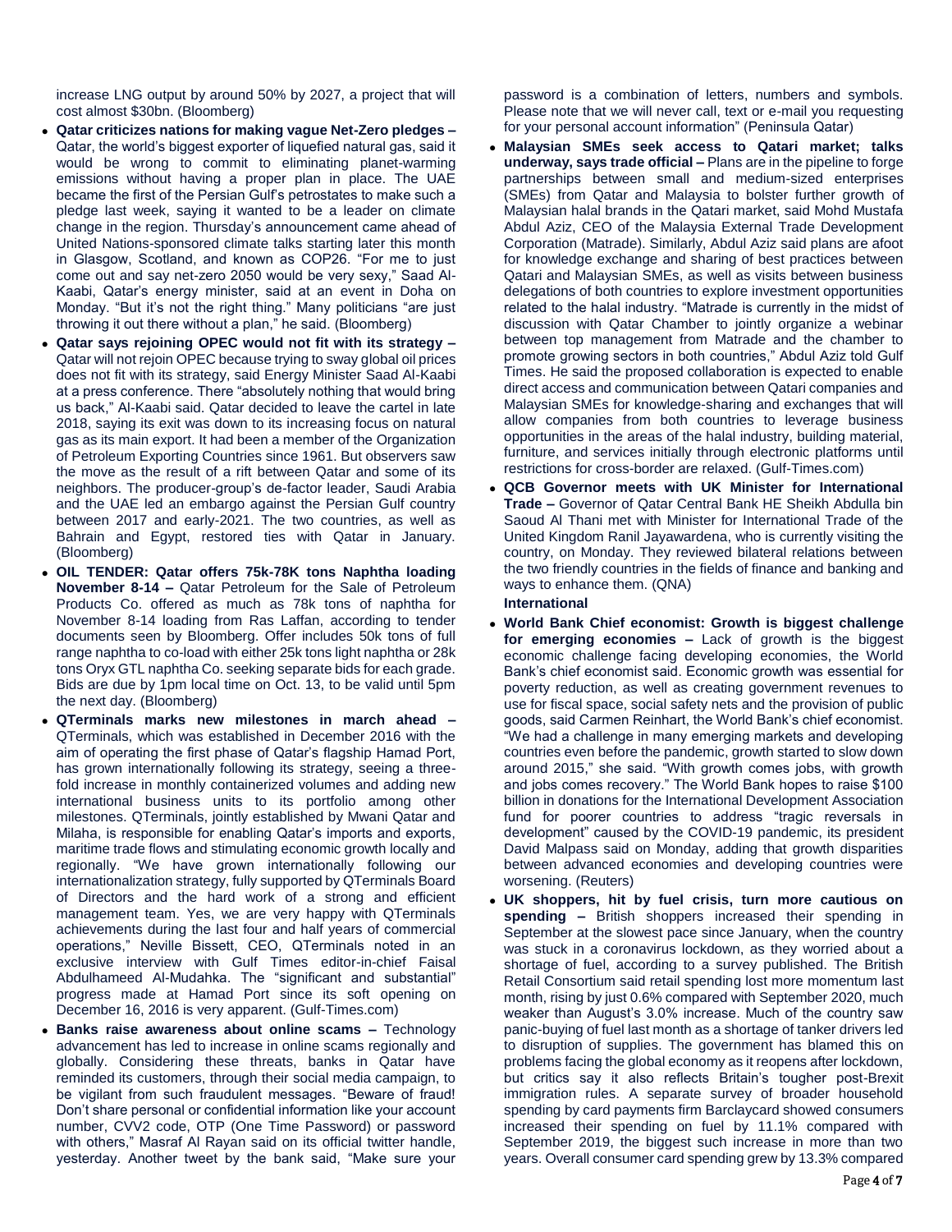increase LNG output by around 50% by 2027, a project that will cost almost $30bn. (Bloomberg)

- **Qatar criticizes nations for making vague Net-Zero pledges –** Qatar, the world's biggest exporter of liquefied natural gas, said it would be wrong to commit to eliminating planet-warming emissions without having a proper plan in place. The UAE became the first of the Persian Gulf's petrostates to make such a pledge last week, saying it wanted to be a leader on climate change in the region. Thursday's announcement came ahead of United Nations-sponsored climate talks starting later this month in Glasgow, Scotland, and known as COP26. "For me to just come out and say net-zero 2050 would be very sexy," Saad Al-Kaabi, Qatar's energy minister, said at an event in Doha on Monday. "But it's not the right thing." Many politicians "are just throwing it out there without a plan," he said. (Bloomberg)
- **Qatar says rejoining OPEC would not fit with its strategy –** Qatar will not rejoin OPEC because trying to sway global oil prices does not fit with its strategy, said Energy Minister Saad Al-Kaabi at a press conference. There "absolutely nothing that would bring us back," Al-Kaabi said. Qatar decided to leave the cartel in late 2018, saying its exit was down to its increasing focus on natural gas as its main export. It had been a member of the Organization of Petroleum Exporting Countries since 1961. But observers saw the move as the result of a rift between Qatar and some of its neighbors. The producer-group's de-factor leader, Saudi Arabia and the UAE led an embargo against the Persian Gulf country between 2017 and early-2021. The two countries, as well as Bahrain and Egypt, restored ties with Qatar in January. (Bloomberg)
- **OIL TENDER: Qatar offers 75k-78K tons Naphtha loading November 8-14 –** Qatar Petroleum for the Sale of Petroleum Products Co. offered as much as 78k tons of naphtha for November 8-14 loading from Ras Laffan, according to tender documents seen by Bloomberg. Offer includes 50k tons of full range naphtha to co-load with either 25k tons light naphtha or 28k tons Oryx GTL naphtha Co. seeking separate bids for each grade. Bids are due by 1pm local time on Oct. 13, to be valid until 5pm the next day. (Bloomberg)
- **QTerminals marks new milestones in march ahead –** QTerminals, which was established in December 2016 with the aim of operating the first phase of Qatar's flagship Hamad Port, has grown internationally following its strategy, seeing a three-fold increase in monthly containerized volumes and adding new international business units to its portfolio among other milestones. QTerminals, jointly established by Mwani Qatar and Milaha, is responsible for enabling Qatar's imports and exports, maritime trade flows and stimulating economic growth locally and regionally. "We have grown internationally following our internationalization strategy, fully supported by QTerminals Board of Directors and the hard work of a strong and efficient management team. Yes, we are very happy with QTerminals achievements during the last four and half years of commercial operations," Neville Bissett, CEO, QTerminals noted in an exclusive interview with Gulf Times editor-in-chief Faisal Abdulhameed Al-Mudahka. The "significant and substantial" progress made at Hamad Port since its soft opening on December 16, 2016 is very apparent. (Gulf-Times.com)
- **Banks raise awareness about online scams –** Technology advancement has led to increase in online scams regionally and globally. Considering these threats, banks in Qatar have reminded its customers, through their social media campaign, to be vigilant from such fraudulent messages. "Beware of fraud! Don't share personal or confidential information like your account number, CVV2 code, OTP (One Time Password) or password with others," Masraf Al Rayan said on its official twitter handle, yesterday. Another tweet by the bank said, "Make sure your password is a combination of letters, numbers and symbols. Please note that we will never call, text or e-mail you requesting for your personal account information" (Peninsula Qatar)
- **Malaysian SMEs seek access to Qatari market; talks underway, says trade official –** Plans are in the pipeline to forge partnerships between small and medium-sized enterprises (SMEs) from Qatar and Malaysia to bolster further growth of Malaysian halal brands in the Qatari market, said Mohd Mustafa Abdul Aziz, CEO of the Malaysia External Trade Development Corporation (Matrade). Similarly, Abdul Aziz said plans are afoot for knowledge exchange and sharing of best practices between Qatari and Malaysian SMEs, as well as visits between business delegations of both countries to explore investment opportunities related to the halal industry. "Matrade is currently in the midst of discussion with Qatar Chamber to jointly organize a webinar between top management from Matrade and the chamber to promote growing sectors in both countries," Abdul Aziz told Gulf Times. He said the proposed collaboration is expected to enable direct access and communication between Qatari companies and Malaysian SMEs for knowledge-sharing and exchanges that will allow companies from both countries to leverage business opportunities in the areas of the halal industry, building material, furniture, and services initially through electronic platforms until restrictions for cross-border are relaxed. (Gulf-Times.com)
- **QCB Governor meets with UK Minister for International Trade –** Governor of Qatar Central Bank HE Sheikh Abdulla bin Saoud Al Thani met with Minister for International Trade of the United Kingdom Ranil Jayawardena, who is currently visiting the country, on Monday. They reviewed bilateral relations between the two friendly countries in the fields of finance and banking and ways to enhance them. (QNA)

**International**

- **World Bank Chief economist: Growth is biggest challenge for emerging economies –** Lack of growth is the biggest economic challenge facing developing economies, the World Bank's chief economist said. Economic growth was essential for poverty reduction, as well as creating government revenues to use for fiscal space, social safety nets and the provision of public goods, said Carmen Reinhart, the World Bank's chief economist. "We had a challenge in many emerging markets and developing countries even before the pandemic, growth started to slow down around 2015," she said. "With growth comes jobs, with growth and jobs comes recovery." The World Bank hopes to raise $100 billion in donations for the International Development Association fund for poorer countries to address "tragic reversals in development" caused by the COVID-19 pandemic, its president David Malpass said on Monday, adding that growth disparities between advanced economies and developing countries were worsening. (Reuters)
- **UK shoppers, hit by fuel crisis, turn more cautious on spending –** British shoppers increased their spending in September at the slowest pace since January, when the country was stuck in a coronavirus lockdown, as they worried about a shortage of fuel, according to a survey published. The British Retail Consortium said retail spending lost more momentum last month, rising by just 0.6% compared with September 2020, much weaker than August's 3.0% increase. Much of the country saw panic-buying of fuel last month as a shortage of tanker drivers led to disruption of supplies. The government has blamed this on problems facing the global economy as it reopens after lockdown, but critics say it also reflects Britain's tougher post-Brexit immigration rules. A separate survey of broader household spending by card payments firm Barclaycard showed consumers increased their spending on fuel by 11.1% compared with September 2019, the biggest such increase in more than two years. Overall consumer card spending grew by 13.3% compared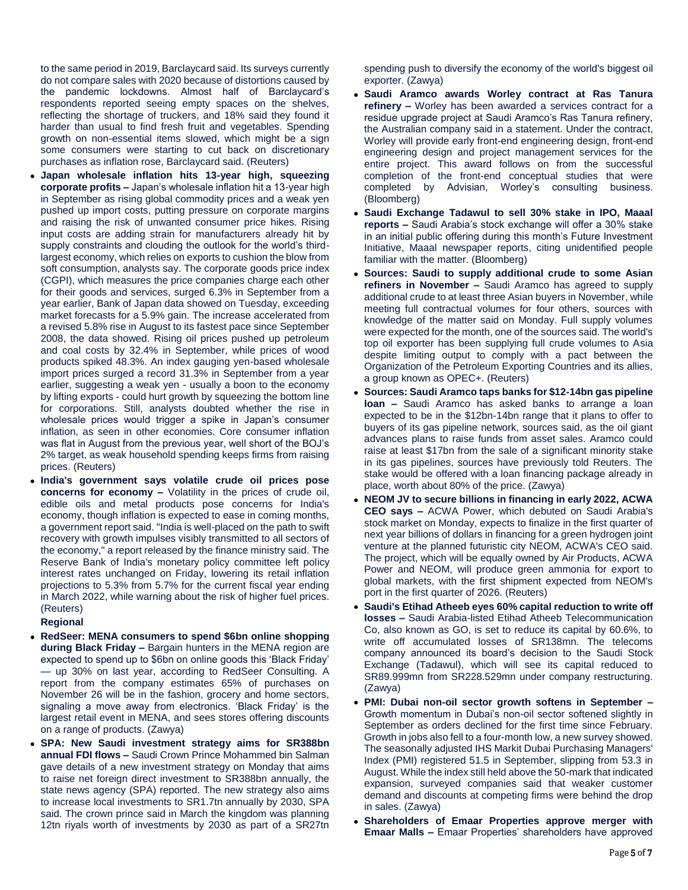to the same period in 2019, Barclaycard said. Its surveys currently do not compare sales with 2020 because of distortions caused by the pandemic lockdowns. Almost half of Barclaycard's respondents reported seeing empty spaces on the shelves, reflecting the shortage of truckers, and 18% said they found it harder than usual to find fresh fruit and vegetables. Spending growth on non-essential items slowed, which might be a sign some consumers were starting to cut back on discretionary purchases as inflation rose, Barclaycard said. (Reuters)

- **Japan wholesale inflation hits 13-year high, squeezing corporate profits –** Japan's wholesale inflation hit a 13-year high in September as rising global commodity prices and a weak yen pushed up import costs, putting pressure on corporate margins and raising the risk of unwanted consumer price hikes. Rising input costs are adding strain for manufacturers already hit by supply constraints and clouding the outlook for the world's third-largest economy, which relies on exports to cushion the blow from soft consumption, analysts say. The corporate goods price index (CGPI), which measures the price companies charge each other for their goods and services, surged 6.3% in September from a year earlier, Bank of Japan data showed on Tuesday, exceeding market forecasts for a 5.9% gain. The increase accelerated from a revised 5.8% rise in August to its fastest pace since September 2008, the data showed. Rising oil prices pushed up petroleum and coal costs by 32.4% in September, while prices of wood products spiked 48.3%. An index gauging yen-based wholesale import prices surged a record 31.3% in September from a year earlier, suggesting a weak yen - usually a boon to the economy by lifting exports - could hurt growth by squeezing the bottom line for corporations. Still, analysts doubted whether the rise in wholesale prices would trigger a spike in Japan's consumer inflation, as seen in other economies. Core consumer inflation was flat in August from the previous year, well short of the BOJ's 2% target, as weak household spending keeps firms from raising prices. (Reuters)
- **India's government says volatile crude oil prices pose concerns for economy –** Volatility in the prices of crude oil, edible oils and metal products pose concerns for India's economy, though inflation is expected to ease in coming months, a government report said. "India is well-placed on the path to swift recovery with growth impulses visibly transmitted to all sectors of the economy," a report released by the finance ministry said. The Reserve Bank of India's monetary policy committee left policy interest rates unchanged on Friday, lowering its retail inflation projections to 5.3% from 5.7% for the current fiscal year ending in March 2022, while warning about the risk of higher fuel prices. (Reuters)

**Regional**

- **RedSeer: MENA consumers to spend $6bn online shopping during Black Friday –** Bargain hunters in the MENA region are expected to spend up to $6bn on online goods this 'Black Friday' — up 30% on last year, according to RedSeer Consulting. A report from the company estimates 65% of purchases on November 26 will be in the fashion, grocery and home sectors, signaling a move away from electronics. 'Black Friday' is the largest retail event in MENA, and sees stores offering discounts on a range of products. (Zawya)
- **SPA: New Saudi investment strategy aims for SR388bn annual FDI flows –** Saudi Crown Prince Mohammed bin Salman gave details of a new investment strategy on Monday that aims to raise net foreign direct investment to SR388bn annually, the state news agency (SPA) reported. The new strategy also aims to increase local investments to SR1.7tn annually by 2030, SPA said. The crown prince said in March the kingdom was planning 12tn riyals worth of investments by 2030 as part of a SR27tn spending push to diversify the economy of the world's biggest oil exporter. (Zawya)
- **Saudi Aramco awards Worley contract at Ras Tanura refinery –** Worley has been awarded a services contract for a residue upgrade project at Saudi Aramco's Ras Tanura refinery, the Australian company said in a statement. Under the contract, Worley will provide early front-end engineering design, front-end engineering design and project management services for the entire project. This award follows on from the successful completion of the front-end conceptual studies that were completed by Advisian, Worley's consulting business. (Bloomberg)
- **Saudi Exchange Tadawul to sell 30% stake in IPO, Maaal reports –** Saudi Arabia's stock exchange will offer a 30% stake in an initial public offering during this month's Future Investment Initiative, Maaal newspaper reports, citing unidentified people familiar with the matter. (Bloomberg)
- **Sources: Saudi to supply additional crude to some Asian refiners in November –** Saudi Aramco has agreed to supply additional crude to at least three Asian buyers in November, while meeting full contractual volumes for four others, sources with knowledge of the matter said on Monday. Full supply volumes were expected for the month, one of the sources said. The world's top oil exporter has been supplying full crude volumes to Asia despite limiting output to comply with a pact between the Organization of the Petroleum Exporting Countries and its allies, a group known as OPEC+. (Reuters)
- **Sources: Saudi Aramco taps banks for $12-14bn gas pipeline loan –** Saudi Aramco has asked banks to arrange a loan expected to be in the $12bn-14bn range that it plans to offer to buyers of its gas pipeline network, sources said, as the oil giant advances plans to raise funds from asset sales. Aramco could raise at least $17bn from the sale of a significant minority stake in its gas pipelines, sources have previously told Reuters. The stake would be offered with a loan financing package already in place, worth about 80% of the price. (Zawya)
- **NEOM JV to secure billions in financing in early 2022, ACWA CEO says –** ACWA Power, which debuted on Saudi Arabia's stock market on Monday, expects to finalize in the first quarter of next year billions of dollars in financing for a green hydrogen joint venture at the planned futuristic city NEOM, ACWA's CEO said. The project, which will be equally owned by Air Products, ACWA Power and NEOM, will produce green ammonia for export to global markets, with the first shipment expected from NEOM's port in the first quarter of 2026. (Reuters)
- **Saudi's Etihad Atheeb eyes 60% capital reduction to write off losses –** Saudi Arabia-listed Etihad Atheeb Telecommunication Co, also known as GO, is set to reduce its capital by 60.6%, to write off accumulated losses of SR138mn. The telecoms company announced its board's decision to the Saudi Stock Exchange (Tadawul), which will see its capital reduced to SR89.999mn from SR228.529mn under company restructuring. (Zawya)
- **PMI: Dubai non-oil sector growth softens in September –** Growth momentum in Dubai's non-oil sector softened slightly in September as orders declined for the first time since February. Growth in jobs also fell to a four-month low, a new survey showed. The seasonally adjusted IHS Markit Dubai Purchasing Managers' Index (PMI) registered 51.5 in September, slipping from 53.3 in August. While the index still held above the 50-mark that indicated expansion, surveyed companies said that weaker customer demand and discounts at competing firms were behind the drop in sales. (Zawya)
- **Shareholders of Emaar Properties approve merger with Emaar Malls –** Emaar Properties' shareholders have approved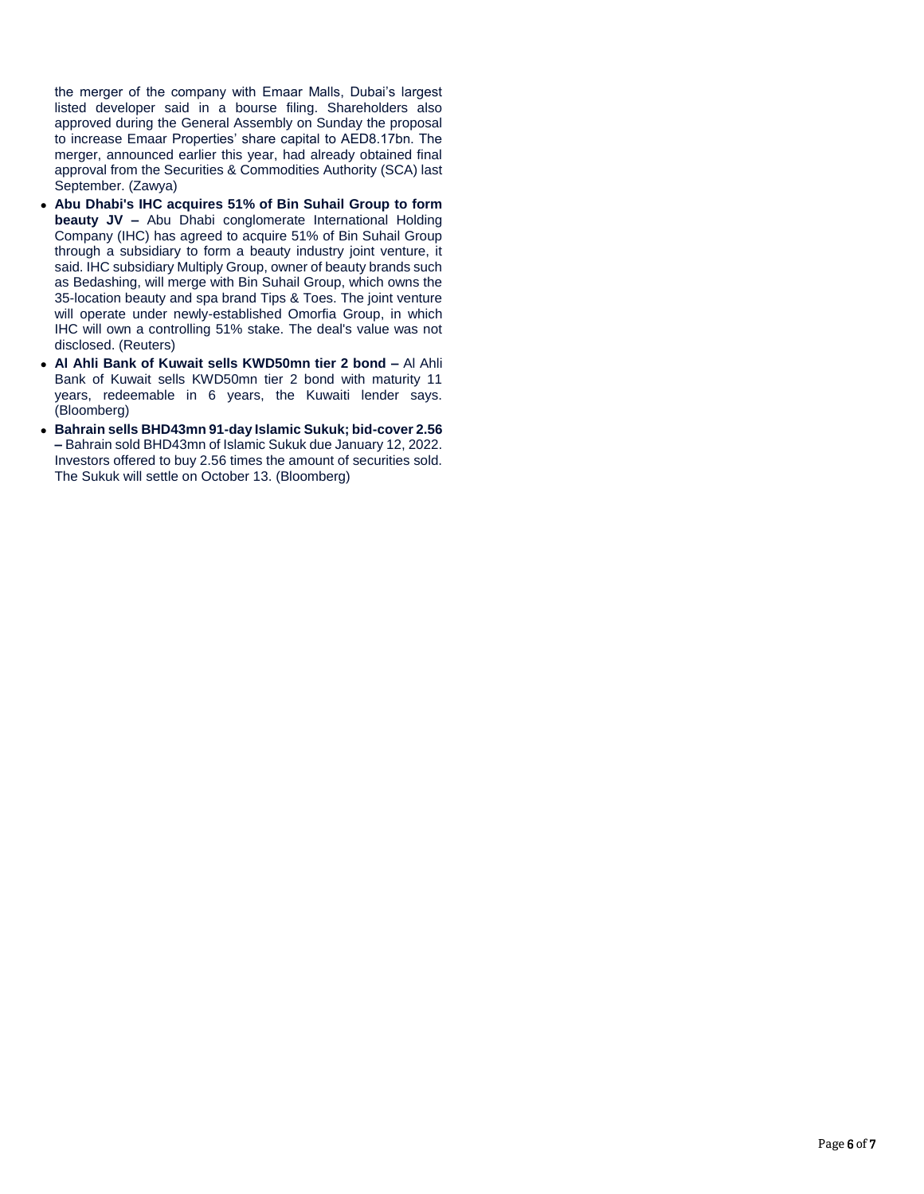the merger of the company with Emaar Malls, Dubai's largest listed developer said in a bourse filing. Shareholders also approved during the General Assembly on Sunday the proposal to increase Emaar Properties' share capital to AED8.17bn. The merger, announced earlier this year, had already obtained final approval from the Securities & Commodities Authority (SCA) last September. (Zawya)

- **Abu Dhabi's IHC acquires 51% of Bin Suhail Group to form beauty JV –** Abu Dhabi conglomerate International Holding Company (IHC) has agreed to acquire 51% of Bin Suhail Group through a subsidiary to form a beauty industry joint venture, it said. IHC subsidiary Multiply Group, owner of beauty brands such as Bedashing, will merge with Bin Suhail Group, which owns the 35-location beauty and spa brand Tips & Toes. The joint venture will operate under newly-established Omorfia Group, in which IHC will own a controlling 51% stake. The deal's value was not disclosed. (Reuters)
- **Al Ahli Bank of Kuwait sells KWD50mn tier 2 bond –** Al Ahli Bank of Kuwait sells KWD50mn tier 2 bond with maturity 11 years, redeemable in 6 years, the Kuwaiti lender says. (Bloomberg)
- **Bahrain sells BHD43mn 91-day Islamic Sukuk; bid-cover 2.56 –** Bahrain sold BHD43mn of Islamic Sukuk due January 12, 2022. Investors offered to buy 2.56 times the amount of securities sold. The Sukuk will settle on October 13. (Bloomberg)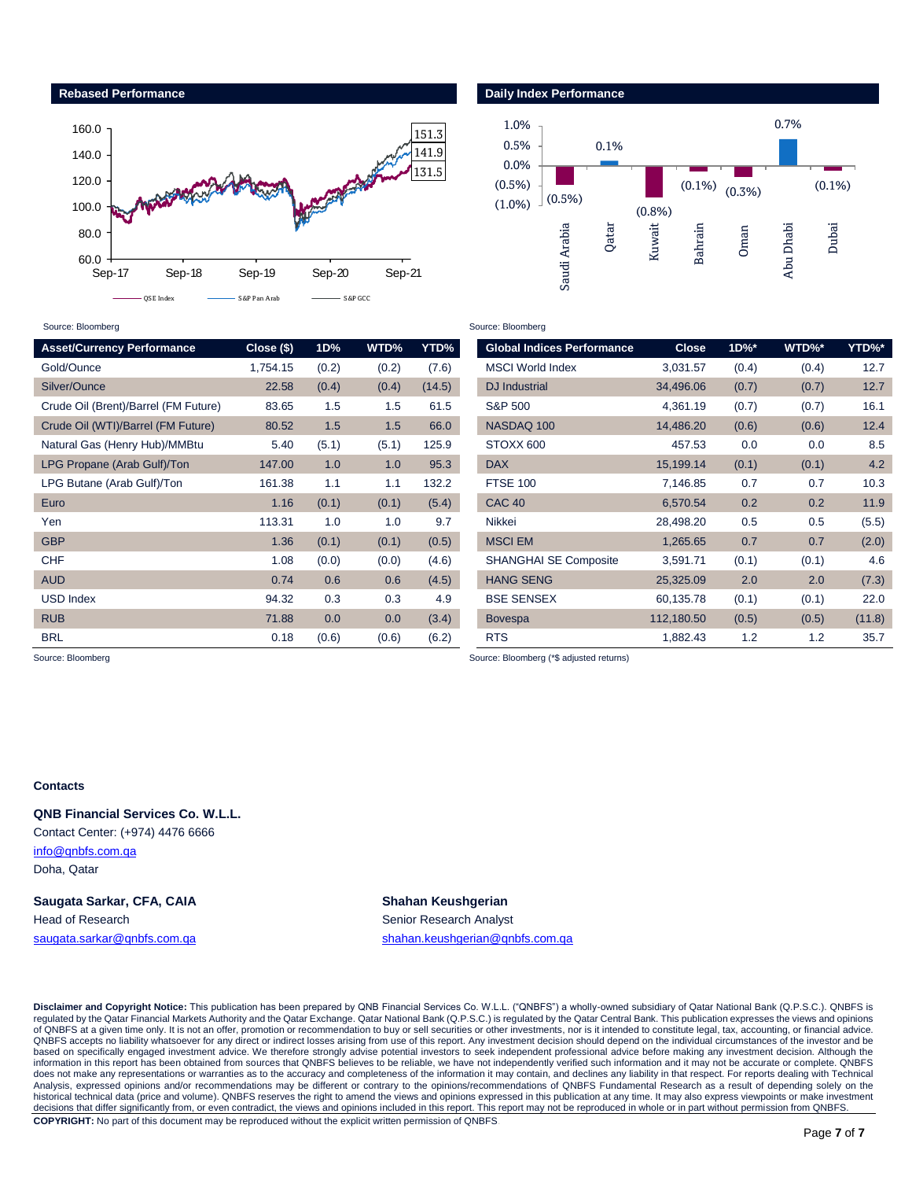**Rebased Performance**

160.0
140.0
120.0
100.0
80.0
60.0

Sep-17 Sep-18 Sep-19 Sep-20 Sep-21

151.3
141.9
131.5

QSE Index S&P Pan Arab S&P GCC

Source: Bloomberg

**Daily Index Performance**

1.0%
0.5%
0.0%
(0.5%)
(1.0%)

(0.5%) 0.1% (0.8%) (0.1%) (0.3%) 0.7% (0.1%)

Saudi Arabia Qatar Kuwait Bahrain Oman Abu Dhabi Dubai

Source: Bloomberg

| Asset/Currency Performance | Close ($) | 1D% | WTD% | YTD% |
|---|---|---|---|---|
| Gold/Ounce | 1,754.15 | (0.2) | (0.2) | (7.6) |
| Silver/Ounce | 22.58 | (0.4) | (0.4) | (14.5) |
| Crude Oil (Brent)/Barrel (FM Future) | 83.65 | 1.5 | 1.5 | 61.5 |
| Crude Oil (WTI)/Barrel (FM Future) | 80.52 | 1.5 | 1.5 | 66.0 |
| Natural Gas (Henry Hub)/MMBtu | 5.40 | (5.1) | (5.1) | 125.9 |
| LPG Propane (Arab Gulf)/Ton | 147.00 | 1.0 | 1.0 | 95.3 |
| LPG Butane (Arab Gulf)/Ton | 161.38 | 1.1 | 1.1 | 132.2 |
| Euro | 1.16 | (0.1) | (0.1) | (5.4) |
| Yen | 113.31 | 1.0 | 1.0 | 9.7 |
| GBP | 1.36 | (0.1) | (0.1) | (0.5) |
| CHF | 1.08 | (0.0) | (0.0) | (4.6) |
| AUD | 0.74 | 0.6 | 0.6 | (4.5) |
| USD Index | 94.32 | 0.3 | 0.3 | 4.9 |
| RUB | 71.88 | 0.0 | 0.0 | (3.4) |
| BRL | 0.18 | (0.6) | (0.6) | (6.2) |

Source: Bloomberg

| Global Indices Performance | Close | 1D%* | WTD%* | YTD%* |
|---|---|---|---|---|
| MSCI World Index | 3,031.57 | (0.4) | (0.4) | 12.7 |
| DJ Industrial | 34,496.06 | (0.7) | (0.7) | 12.7 |
| S&P 500 | 4,361.19 | (0.7) | (0.7) | 16.1 |
| NASDAQ 100 | 14,486.20 | (0.6) | (0.6) | 12.4 |
| STOXX 600 | 457.53 | 0.0 | 0.0 | 8.5 |
| DAX | 15,199.14 | (0.1) | (0.1) | 4.2 |
| FTSE 100 | 7,146.85 | 0.7 | 0.7 | 10.3 |
| CAC 40 | 6,570.54 | 0.2 | 0.2 | 11.9 |
| Nikkei | 28,498.20 | 0.5 | 0.5 | (5.5) |
| MSCI EM | 1,265.65 | 0.7 | 0.7 | (2.0) |
| SHANGHAI SE Composite | 3,591.71 | (0.1) | (0.1) | 4.6 |
| HANG SENG | 25,325.09 | 2.0 | 2.0 | (7.3) |
| BSE SENSEX | 60,135.78 | (0.1) | (0.1) | 22.0 |
| Bovespa | 112,180.50 | (0.5) | (0.5) | (11.8) |
| RTS | 1,882.43 | 1.2 | 1.2 | 35.7 |

Source: Bloomberg (*$ adjusted returns)

**Contacts**

**QNB Financial Services Co. W.L.L.**
Contact Center: (+974) 4476 6666
info@qnbfs.com.qa
Doha, Qatar

**Saugata Sarkar, CFA, CAIA**
Head of Research
saugata.sarkar@qnbfs.com.qa

**Shahan Keushgerian**
Senior Research Analyst
shahan.keushgerian@qnbfs.com.qa

**Disclaimer and Copyright Notice:** This publication has been prepared by QNB Financial Services Co. W.L.L. ("QNBFS") a wholly-owned subsidiary of Qatar National Bank (Q.P.S.C.). QNBFS is regulated by the Qatar Financial Markets Authority and the Qatar Exchange. Qatar National Bank (Q.P.S.C.) is regulated by the Qatar Central Bank. This publication expresses the views and opinions of QNBFS at a given time only. It is not an offer, promotion or recommendation to buy or sell securities or other investments, nor is it intended to constitute legal, tax, accounting, or financial advice. QNBFS accepts no liability whatsoever for any direct or indirect losses arising from use of this report. Any investment decision should depend on the individual circumstances of the investor and be based on specifically engaged investment advice. We therefore strongly advise potential investors to seek independent professional advice before making any investment decision. Although the information in this report has been obtained from sources that QNBFS believes to be reliable, we have not independently verified such information and it may not be accurate or complete. QNBFS does not make any representations or warranties as to the accuracy and completeness of the information it may contain, and declines any liability in that respect. For reports dealing with Technical Analysis, expressed opinions and/or recommendations may be different or contrary to the opinions/recommendations of QNBFS Fundamental Research as a result of depending solely on the historical technical data (price and volume). QNBFS reserves the right to amend the views and opinions expressed in this publication at any time. It may also express viewpoints or make investment decisions that differ significantly from, or even contradict, the views and opinions included in this report. This report may not be reproduced in whole or in part without permission from QNBFS.

**COPYRIGHT:** No part of this document may be reproduced without the explicit written permission of QNBFS.